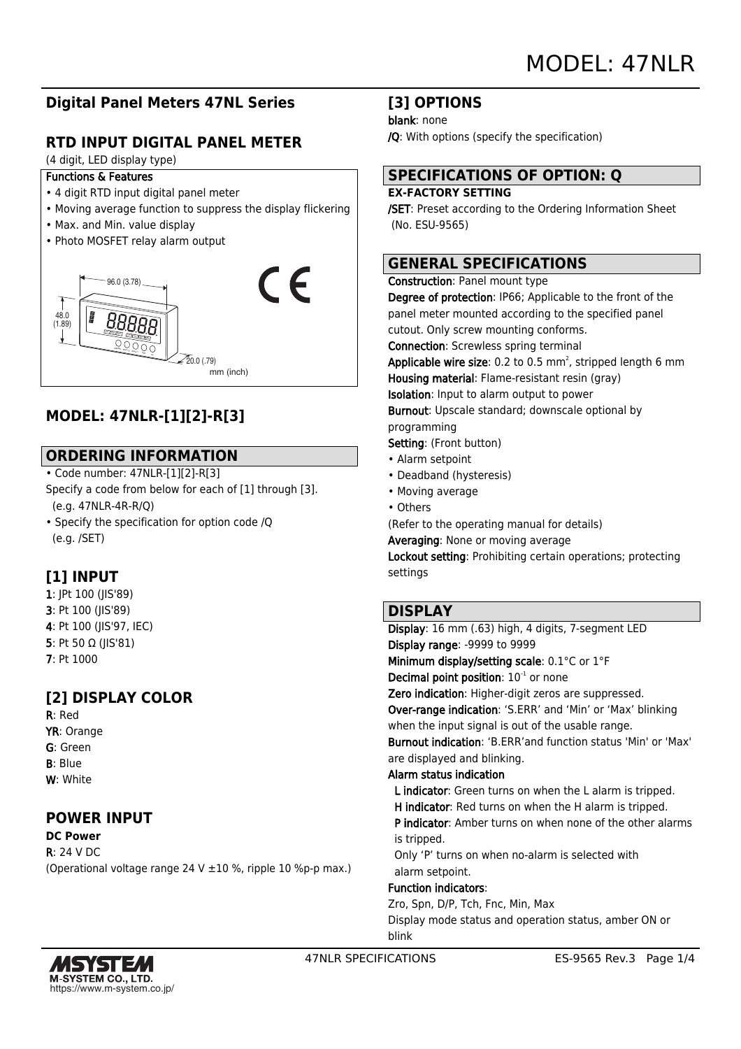# MODEL: 47NLR

## Digital Panel Meters 47NL Series

## RTD INPUT DIGITAL PANEL METER

(4 digit, LED display type)

**Functions & Features**

- 4 digit RTD input digital panel meter
- Moving average function to suppress the display flickering
- Max. and Min. value display
- Photo MOSFET relay alarm output

96.0 (3.78)
48.0 (1.89)
20.0 (.79)
mm (inch)

## MODEL: 47NLR-[1][2]-R[3]

## ORDERING INFORMATION

- Code number: 47NLR-[1][2]-R[3]

Specify a code from below for each of [1] through [3].
(e.g. 47NLR-4R-R/Q)

- Specify the specification for option code /Q
(e.g. /SET)

## [1] INPUT

**1**: JPt 100 (JIS'89)
**3**: Pt 100 (JIS'89)
**4**: Pt 100 (JIS'97, IEC)
**5**: Pt 50 Ω (JIS'81)
**7**: Pt 1000

## [2] DISPLAY COLOR

**R**: Red
**YR**: Orange
**G**: Green
**B**: Blue
**W**: White

## POWER INPUT

**DC Power**
**R**: 24 V DC
(Operational voltage range 24 V ±10 %, ripple 10 %p-p max.)

## [3] OPTIONS

**blank**: none
**/Q**: With options (specify the specification)

## SPECIFICATIONS OF OPTION: Q

**EX-FACTORY SETTING**
**/SET**: Preset according to the Ordering Information Sheet (No. ESU-9565)

## GENERAL SPECIFICATIONS

**Construction**: Panel mount type
**Degree of protection**: IP66; Applicable to the front of the panel meter mounted according to the specified panel cutout. Only screw mounting conforms.
**Connection**: Screwless spring terminal
**Applicable wire size**: 0.2 to 0.5 $mm^2$, stripped length 6 mm
**Housing material**: Flame-resistant resin (gray)
**Isolation**: Input to alarm output to power
**Burnout**: Upscale standard; downscale optional by programming
**Setting**: (Front button)

- Alarm setpoint
- Deadband (hysteresis)
- Moving average
- Others

(Refer to the operating manual for details)
**Averaging**: None or moving average
**Lockout setting**: Prohibiting certain operations; protecting settings

## DISPLAY

**Display**: 16 mm (.63) high, 4 digits, 7-segment LED
**Display range**: -9999 to 9999
**Minimum display/setting scale**: 0.1°C or 1°F
**Decimal point position**: $10^{-1}$ or none
**Zero indication**: Higher-digit zeros are suppressed.
**Over-range indication**: 'S.ERR' and 'Min' or 'Max' blinking when the input signal is out of the usable range.
**Burnout indication**: 'B.ERR'and function status 'Min' or 'Max' are displayed and blinking.
**Alarm status indication**
**L indicator**: Green turns on when the L alarm is tripped.
**H indicator**: Red turns on when the H alarm is tripped.
**P indicator**: Amber turns on when none of the other alarms is tripped.
Only 'P' turns on when no-alarm is selected with alarm setpoint.
**Function indicators**:
Zro, Spn, D/P, Tch, Fnc, Min, Max
Display mode status and operation status, amber ON or blink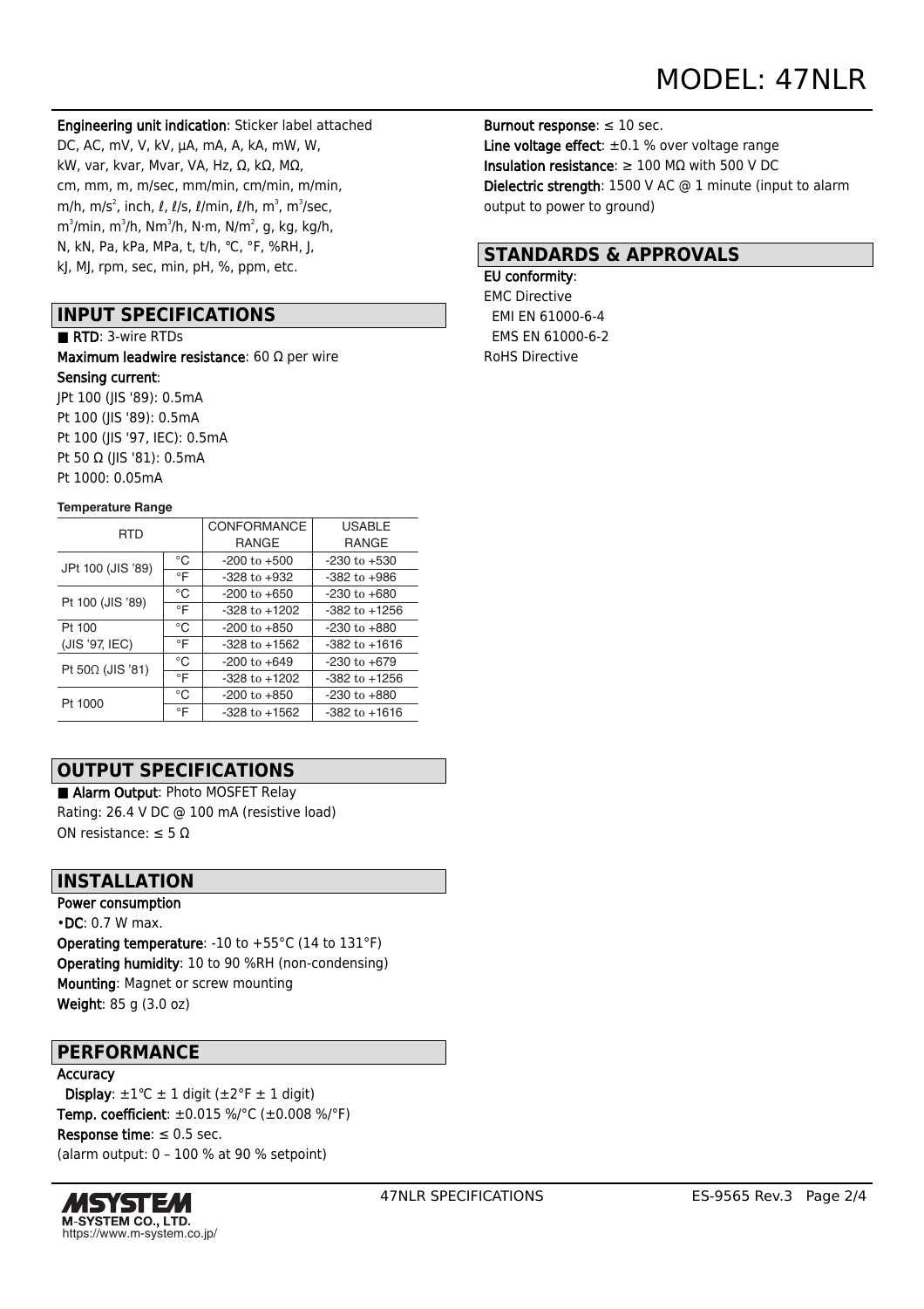**Engineering unit indication**: Sticker label attached
DC, AC, mV, V, kV, μA, mA, A, kA, mW, W, kW, var, kvar, Mvar, VA, Hz, Ω, kΩ, MΩ, cm, mm, m, m/sec, mm/min, cm/min, m/min, m/h, m/s², inch, ℓ, ℓ/s, ℓ/min, ℓ/h, m³, m³/sec, m³/min, m³/h, Nm³/h, N·m, N/m², g, kg, kg/h, N, kN, Pa, kPa, MPa, t, t/h, °C, °F, %RH, J, kJ, MJ, rpm, sec, min, pH, %, ppm, etc.

## INPUT SPECIFICATIONS

■ **RTD**: 3-wire RTDs
**Maximum leadwire resistance**: 60 Ω per wire
**Sensing current**:
JPt 100 (JIS '89): 0.5mA
Pt 100 (JIS '89): 0.5mA
Pt 100 (JIS '97, IEC): 0.5mA
Pt 50 Ω (JIS '81): 0.5mA
Pt 1000: 0.05mA

**Temperature Range**

| RTD | | CONFORMANCE RANGE | USABLE RANGE |
|---|---|---|---|
| JPt 100 (JIS '89) | °C | -200 to +500 | -230 to +530 |
| | °F | -328 to +932 | -382 to +986 |
| Pt 100 (JIS '89) | °C | -200 to +650 | -230 to +680 |
| | °F | -328 to +1202 | -382 to +1256 |
| Pt 100 (JIS '97, IEC) | °C | -200 to +850 | -230 to +880 |
| | °F | -328 to +1562 | -382 to +1616 |
| Pt 50Ω (JIS '81) | °C | -200 to +649 | -230 to +679 |
| | °F | -328 to +1202 | -382 to +1256 |
| Pt 1000 | °C | -200 to +850 | -230 to +880 |
| | °F | -328 to +1562 | -382 to +1616 |

## OUTPUT SPECIFICATIONS

■ **Alarm Output**: Photo MOSFET Relay
Rating: 26.4 V DC @ 100 mA (resistive load)
ON resistance: ≤ 5 Ω

## INSTALLATION

**Power consumption**
•**DC**: 0.7 W max.
**Operating temperature**: -10 to +55°C (14 to 131°F)
**Operating humidity**: 10 to 90 %RH (non-condensing)
**Mounting**: Magnet or screw mounting
**Weight**: 85 g (3.0 oz)

## PERFORMANCE

**Accuracy**
**Display**: ±1°C ± 1 digit (±2°F ± 1 digit)
**Temp. coefficient**: ±0.015 %/°C (±0.008 %/°F)
**Response time**: ≤ 0.5 sec.
(alarm output: 0 – 100 % at 90 % setpoint)
**Burnout response**: ≤ 10 sec.
**Line voltage effect**: ±0.1 % over voltage range
**Insulation resistance**: ≥ 100 MΩ with 500 V DC
**Dielectric strength**: 1500 V AC @ 1 minute (input to alarm output to power to ground)

## STANDARDS & APPROVALS

**EU conformity**:
EMC Directive
EMI EN 61000-6-4
EMS EN 61000-6-2
RoHS Directive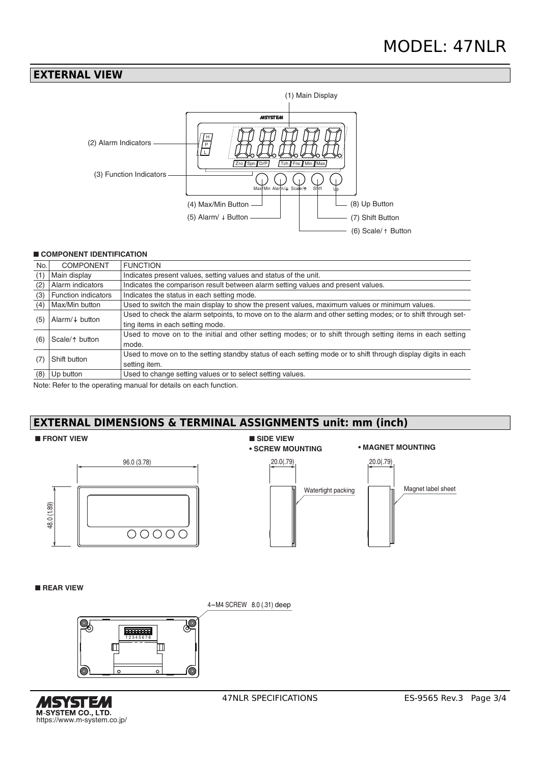## EXTERNAL VIEW

(1) Main Display

(2) Alarm Indicators

(3) Function Indicators

(4) Max/Min Button

(5) Alarm/ ↓ Button

(6) Scale/ ↑ Button

(7) Shift Button

(8) Up Button

### ■ COMPONENT IDENTIFICATION

| No. | COMPONENT | FUNCTION |
|---|---|---|
| (1) | Main display | Indicates present values, setting values and status of the unit. |
| (2) | Alarm indicators | Indicates the comparison result between alarm setting values and present values. |
| (3) | Function indicators | Indicates the status in each setting mode. |
| (4) | Max/Min button | Used to switch the main display to show the present values, maximum values or minimum values. |
| (5) | Alarm/↓ button | Used to check the alarm setpoints, to move on to the alarm and other setting modes; or to shift through setting items in each setting mode. |
| (6) | Scale/↑ button | Used to move on to the initial and other setting modes; or to shift through setting items in each setting mode. |
| (7) | Shift button | Used to move on to the setting standby status of each setting mode or to shift through display digits in each setting item. |
| (8) | Up button | Used to change setting values or to select setting values. |

Note: Refer to the operating manual for details on each function.

## EXTERNAL DIMENSIONS & TERMINAL ASSIGNMENTS unit: mm (inch)

### ■ FRONT VIEW

96.0 (3.78)

48.0 (1.89)

### ■ SIDE VIEW

**• SCREW MOUNTING**

20.0(.79)

Watertight packing

**• MAGNET MOUNTING**

20.0(.79)

Magnet label sheet

### ■ REAR VIEW

4–M4 SCREW 8.0 (.31) deep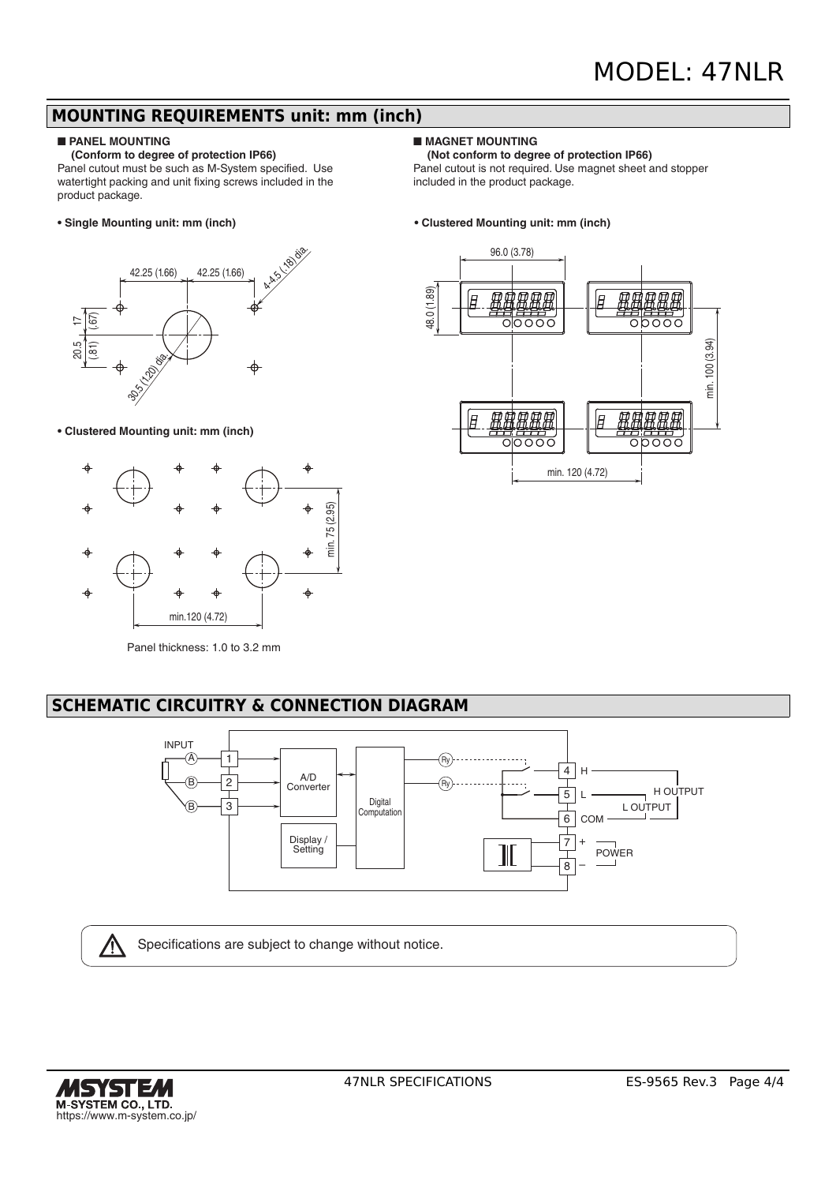# MODEL: 47NLR

## MOUNTING REQUIREMENTS unit: mm (inch)

■ **PANEL MOUNTING**
**(Conform to degree of protection IP66)**
Panel cutout must be such as M-System specified. Use watertight packing and unit fixing screws included in the product package.

**• Single Mounting unit: mm (inch)**

42.25 (1.66)
42.25 (1.66)
4-4.5 (.18) dia.
17 (.67)
20.5 (.81)
30.5 (1.20) dia.

**• Clustered Mounting unit: mm (inch)**

min. 75 (2.95)
min.120 (4.72)

Panel thickness: 1.0 to 3.2 mm

■ **MAGNET MOUNTING**
**(Not conform to degree of protection IP66)**
Panel cutout is not required. Use magnet sheet and stopper included in the product package.

**• Clustered Mounting unit: mm (inch)**

96.0 (3.78)
48.0 (1.89)
min. 100 (3.94)
min. 120 (4.72)

## SCHEMATIC CIRCUITRY & CONNECTION DIAGRAM

INPUT
A 1
B 2
B 3
A/D Converter
Display / Setting
Digital Computation
Ry
Ry
4 H
5 L
6 COM
7 +
8 –
H OUTPUT
L OUTPUT
POWER

⚠ Specifications are subject to change without notice.